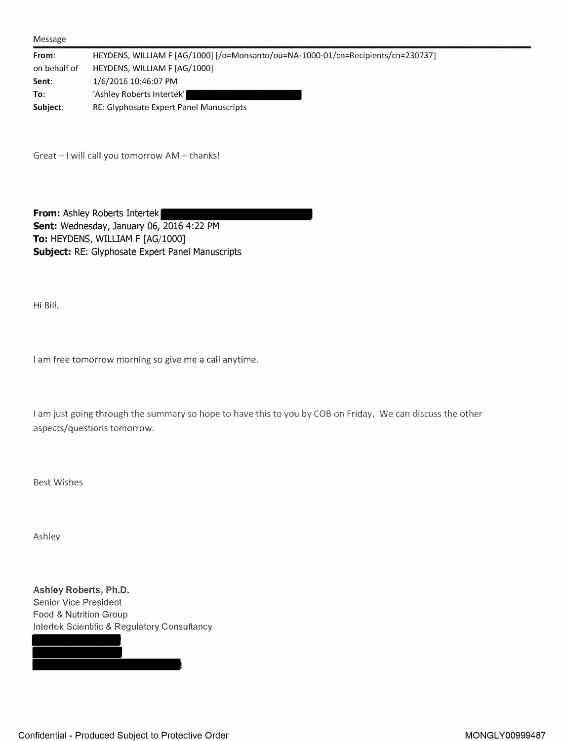Message

| | |
|---|---|
| **From**: | HEYDENS, WILLIAM F [AG/1000] [/o=Monsanto/ou=NA-1000-01/cn=Recipients/cn=230737] |
| on behalf of | HEYDENS, WILLIAM F [AG/1000] |
| **Sent**: | 1/6/2016 10:46:07 PM |
| **To**: | 'Ashley Roberts Intertek' |
| **Subject**: | RE: Glyphosate Expert Panel Manuscripts |

Great – I will call you tomorrow AM – thanks!

**From:** Ashley Roberts Intertek
**Sent:** Wednesday, January 06, 2016 4:22 PM
**To:** HEYDENS, WILLIAM F [AG/1000]
**Subject:** RE: Glyphosate Expert Panel Manuscripts

Hi Bill,

I am free tomorrow morning so give me a call anytime.

I am just going through the summary so hope to have this to you by COB on Friday. We can discuss the other aspects/questions tomorrow.

Best Wishes

Ashley

**Ashley Roberts, Ph.D.**
Senior Vice President
Food & Nutrition Group
Intertek Scientific & Regulatory Consultancy

Confidential - Produced Subject to Protective Order

MONGLY00999487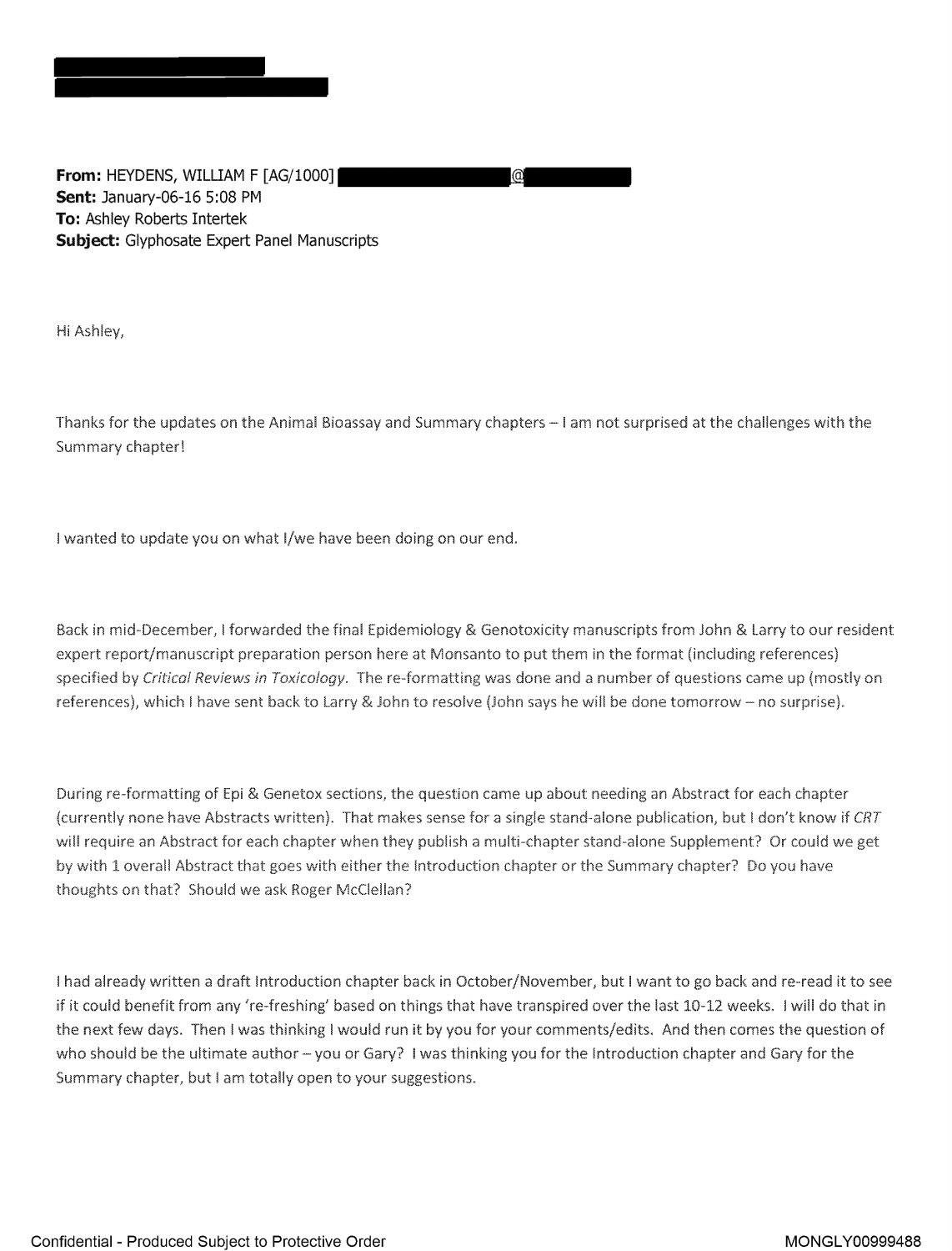**From:** HEYDENS, WILLIAM F [AG/1000] @
**Sent:** January-06-16 5:08 PM
**To:** Ashley Roberts Intertek
**Subject:** Glyphosate Expert Panel Manuscripts

Hi Ashley,

Thanks for the updates on the Animal Bioassay and Summary chapters – I am not surprised at the challenges with the Summary chapter!

I wanted to update you on what I/we have been doing on our end.

Back in mid-December, I forwarded the final Epidemiology & Genotoxicity manuscripts from John & Larry to our resident expert report/manuscript preparation person here at Monsanto to put them in the format (including references) specified by *Critical Reviews in Toxicology*. The re-formatting was done and a number of questions came up (mostly on references), which I have sent back to Larry & John to resolve (John says he will be done tomorrow – no surprise).

During re-formatting of Epi & Genetox sections, the question came up about needing an Abstract for each chapter (currently none have Abstracts written). That makes sense for a single stand-alone publication, but I don't know if *CRT* will require an Abstract for each chapter when they publish a multi-chapter stand-alone Supplement? Or could we get by with 1 overall Abstract that goes with either the Introduction chapter or the Summary chapter? Do you have thoughts on that? Should we ask Roger McClellan?

I had already written a draft Introduction chapter back in October/November, but I want to go back and re-read it to see if it could benefit from any 're-freshing' based on things that have transpired over the last 10-12 weeks. I will do that in the next few days. Then I was thinking I would run it by you for your comments/edits. And then comes the question of who should be the ultimate author – you or Gary? I was thinking you for the Introduction chapter and Gary for the Summary chapter, but I am totally open to your suggestions.

Confidential - Produced Subject to Protective Order

MONGLY00999488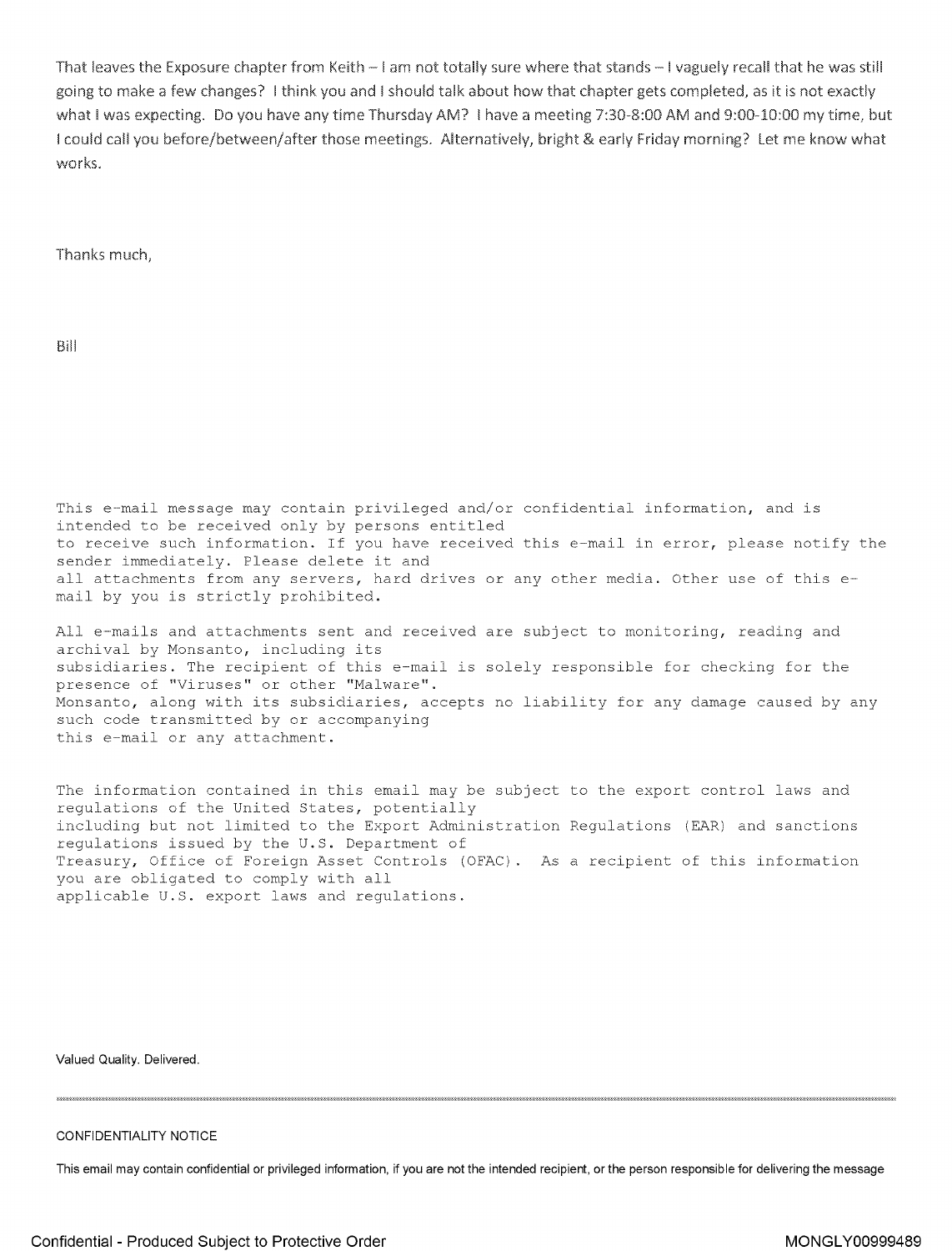That leaves the Exposure chapter from Keith – I am not totally sure where that stands – I vaguely recall that he was still going to make a few changes? I think you and I should talk about how that chapter gets completed, as it is not exactly what I was expecting. Do you have any time Thursday AM? I have a meeting 7:30-8:00 AM and 9:00-10:00 my time, but I could call you before/between/after those meetings. Alternatively, bright & early Friday morning? Let me know what works.

Thanks much,

Bill

```
This e-mail message may contain privileged and/or confidential information, and is
intended to be received only by persons entitled
to receive such information. If you have received this e-mail in error, please notify the
sender immediately. Please delete it and
all attachments from any servers, hard drives or any other media. Other use of this e-
mail by you is strictly prohibited.

All e-mails and attachments sent and received are subject to monitoring, reading and
archival by Monsanto, including its
subsidiaries. The recipient of this e-mail is solely responsible for checking for the
presence of "Viruses" or other "Malware".
Monsanto, along with its subsidiaries, accepts no liability for any damage caused by any
such code transmitted by or accompanying
this e-mail or any attachment.


The information contained in this email may be subject to the export control laws and
regulations of the United States, potentially
including but not limited to the Export Administration Regulations (EAR) and sanctions
regulations issued by the U.S. Department of
Treasury, Office of Foreign Asset Controls (OFAC). As a recipient of this information
you are obligated to comply with all
applicable U.S. export laws and regulations.
```

Valued Quality. Delivered.

---

CONFIDENTIALITY NOTICE

This email may contain confidential or privileged information, if you are not the intended recipient, or the person responsible for delivering the message

Confidential - Produced Subject to Protective Order

MONGLY00999489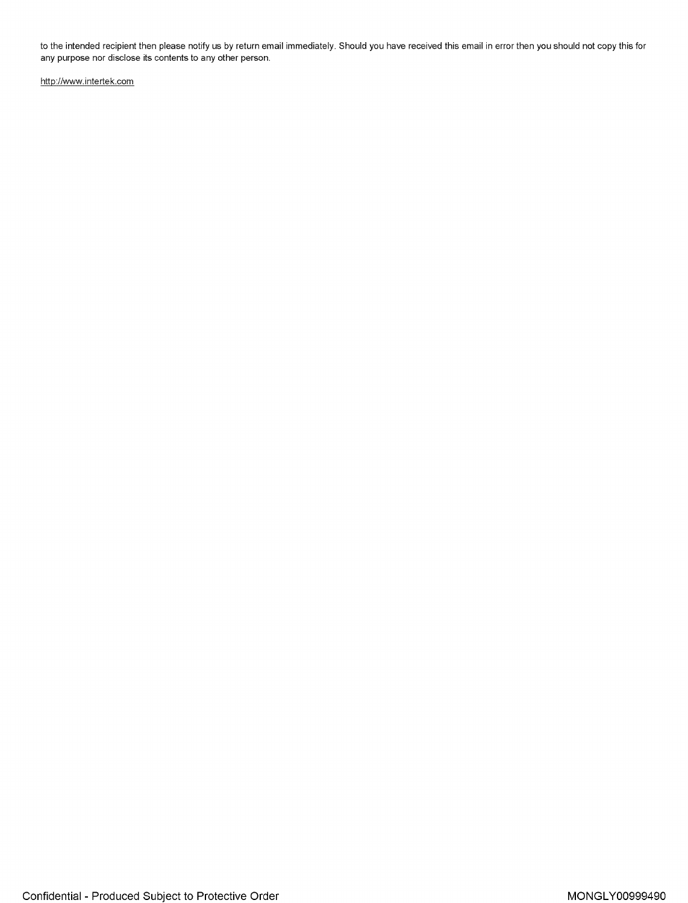to the intended recipient then please notify us by return email immediately. Should you have received this email in error then you should not copy this for any purpose nor disclose its contents to any other person.

http://www.intertek.com